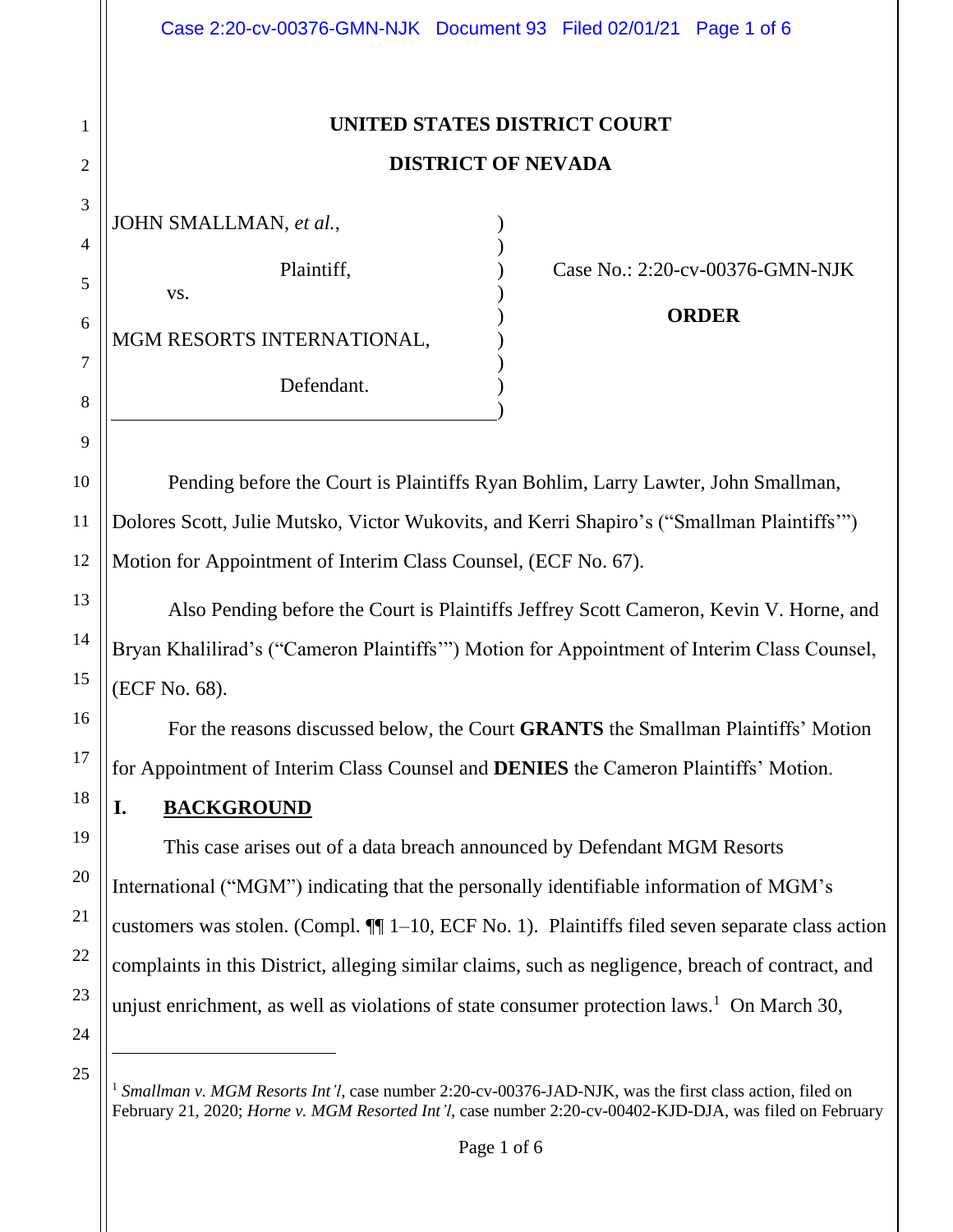**UNITED STATES DISTRICT COURT**

**DISTRICT OF NEVADA**

JOHN SMALLMAN, *et al.*,

Plaintiff,

vs.

MGM RESORTS INTERNATIONAL,

Defendant.

Case No.: 2:20-cv-00376-GMN-NJK

**ORDER**

Pending before the Court is Plaintiffs Ryan Bohlim, Larry Lawter, John Smallman, Dolores Scott, Julie Mutsko, Victor Wukovits, and Kerri Shapiro's ("Smallman Plaintiffs'") Motion for Appointment of Interim Class Counsel, (ECF No. 67).

Also Pending before the Court is Plaintiffs Jeffrey Scott Cameron, Kevin V. Horne, and Bryan Khalilirad's ("Cameron Plaintiffs'") Motion for Appointment of Interim Class Counsel, (ECF No. 68).

For the reasons discussed below, the Court **GRANTS** the Smallman Plaintiffs' Motion for Appointment of Interim Class Counsel and **DENIES** the Cameron Plaintiffs' Motion.

## I. BACKGROUND

This case arises out of a data breach announced by Defendant MGM Resorts International ("MGM") indicating that the personally identifiable information of MGM's customers was stolen. (Compl. ¶¶ 1–10, ECF No. 1). Plaintiffs filed seven separate class action complaints in this District, alleging similar claims, such as negligence, breach of contract, and unjust enrichment, as well as violations of state consumer protection laws.[1] On March 30,

---

[1] *Smallman v. MGM Resorts Int'l*, case number 2:20-cv-00376-JAD-NJK, was the first class action, filed on February 21, 2020; *Horne v. MGM Resorted Int'l*, case number 2:20-cv-00402-KJD-DJA, was filed on February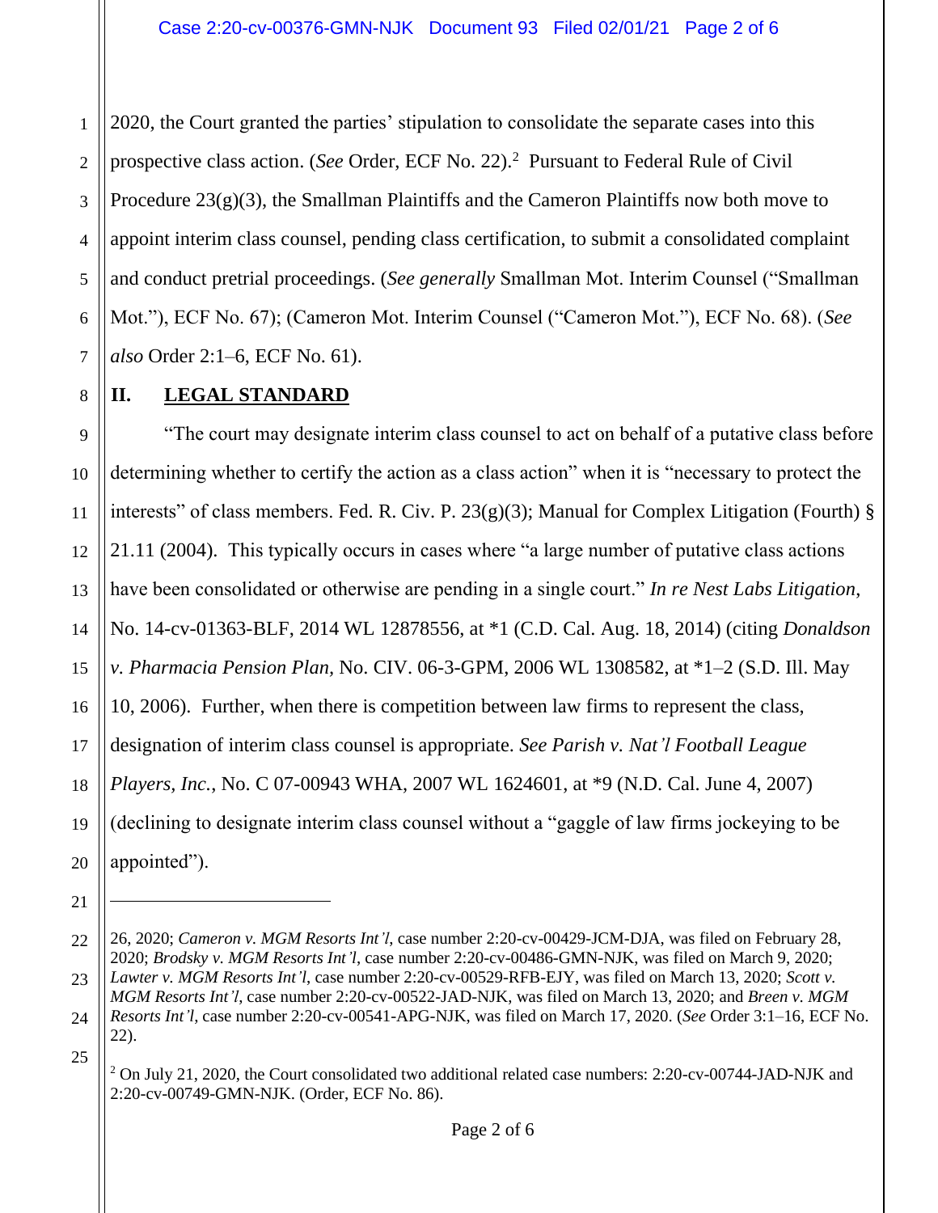2020, the Court granted the parties' stipulation to consolidate the separate cases into this prospective class action. (*See* Order, ECF No. 22).[2] Pursuant to Federal Rule of Civil Procedure 23(g)(3), the Smallman Plaintiffs and the Cameron Plaintiffs now both move to appoint interim class counsel, pending class certification, to submit a consolidated complaint and conduct pretrial proceedings. (*See generally* Smallman Mot. Interim Counsel ("Smallman Mot."), ECF No. 67); (Cameron Mot. Interim Counsel ("Cameron Mot."), ECF No. 68). (*See also* Order 2:1–6, ECF No. 61).

## II. LEGAL STANDARD

"The court may designate interim class counsel to act on behalf of a putative class before determining whether to certify the action as a class action" when it is "necessary to protect the interests" of class members. Fed. R. Civ. P. 23(g)(3); Manual for Complex Litigation (Fourth) § 21.11 (2004). This typically occurs in cases where "a large number of putative class actions have been consolidated or otherwise are pending in a single court." *In re Nest Labs Litigation*, No. 14-cv-01363-BLF, 2014 WL 12878556, at *1 (C.D. Cal. Aug. 18, 2014) (citing *Donaldson v. Pharmacia Pension Plan*, No. CIV. 06-3-GPM, 2006 WL 1308582, at *1–2 (S.D. Ill. May 10, 2006). Further, when there is competition between law firms to represent the class, designation of interim class counsel is appropriate. *See Parish v. Nat'l Football League Players, Inc.*, No. C 07-00943 WHA, 2007 WL 1624601, at *9 (N.D. Cal. June 4, 2007) (declining to designate interim class counsel without a "gaggle of law firms jockeying to be appointed").

---

26, 2020; *Cameron v. MGM Resorts Int'l*, case number 2:20-cv-00429-JCM-DJA, was filed on February 28, 2020; *Brodsky v. MGM Resorts Int'l*, case number 2:20-cv-00486-GMN-NJK, was filed on March 9, 2020; *Lawter v. MGM Resorts Int'l*, case number 2:20-cv-00529-RFB-EJY, was filed on March 13, 2020; *Scott v. MGM Resorts Int'l*, case number 2:20-cv-00522-JAD-NJK, was filed on March 13, 2020; and *Breen v. MGM Resorts Int'l*, case number 2:20-cv-00541-APG-NJK, was filed on March 17, 2020. (*See* Order 3:1–16, ECF No. 22).

[2] On July 21, 2020, the Court consolidated two additional related case numbers: 2:20-cv-00744-JAD-NJK and 2:20-cv-00749-GMN-NJK. (Order, ECF No. 86).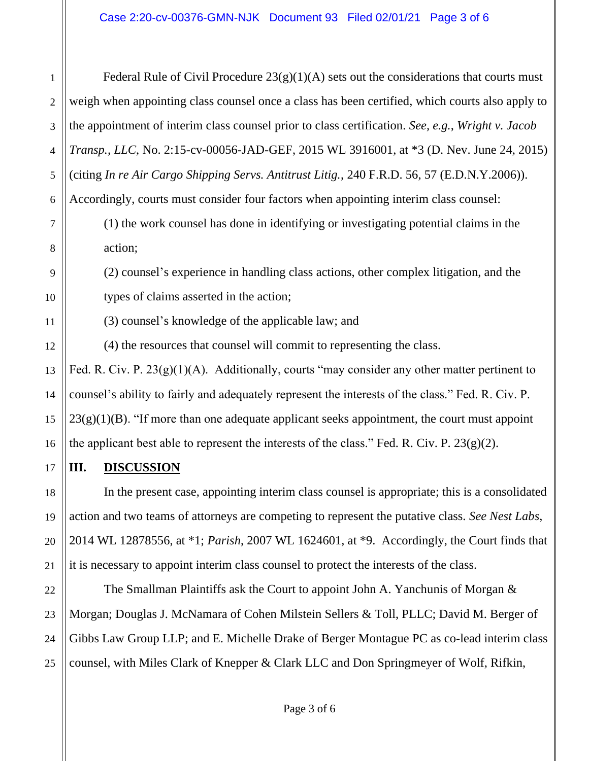Federal Rule of Civil Procedure 23(g)(1)(A) sets out the considerations that courts must weigh when appointing class counsel once a class has been certified, which courts also apply to the appointment of interim class counsel prior to class certification. *See, e.g.*, *Wright v. Jacob Transp., LLC*, No. 2:15-cv-00056-JAD-GEF, 2015 WL 3916001, at *3 (D. Nev. June 24, 2015) (citing *In re Air Cargo Shipping Servs. Antitrust Litig.*, 240 F.R.D. 56, 57 (E.D.N.Y.2006)). Accordingly, courts must consider four factors when appointing interim class counsel:

> (1) the work counsel has done in identifying or investigating potential claims in the action;
>
> (2) counsel's experience in handling class actions, other complex litigation, and the types of claims asserted in the action;
>
> (3) counsel's knowledge of the applicable law; and
>
> (4) the resources that counsel will commit to representing the class.

Fed. R. Civ. P. 23(g)(1)(A). Additionally, courts "may consider any other matter pertinent to counsel's ability to fairly and adequately represent the interests of the class." Fed. R. Civ. P. 23(g)(1)(B). "If more than one adequate applicant seeks appointment, the court must appoint the applicant best able to represent the interests of the class." Fed. R. Civ. P. 23(g)(2).

## III. DISCUSSION

In the present case, appointing interim class counsel is appropriate; this is a consolidated action and two teams of attorneys are competing to represent the putative class. *See Nest Labs*, 2014 WL 12878556, at *1; *Parish*, 2007 WL 1624601, at *9. Accordingly, the Court finds that it is necessary to appoint interim class counsel to protect the interests of the class.

The Smallman Plaintiffs ask the Court to appoint John A. Yanchunis of Morgan & Morgan; Douglas J. McNamara of Cohen Milstein Sellers & Toll, PLLC; David M. Berger of Gibbs Law Group LLP; and E. Michelle Drake of Berger Montague PC as co-lead interim class counsel, with Miles Clark of Knepper & Clark LLC and Don Springmeyer of Wolf, Rifkin,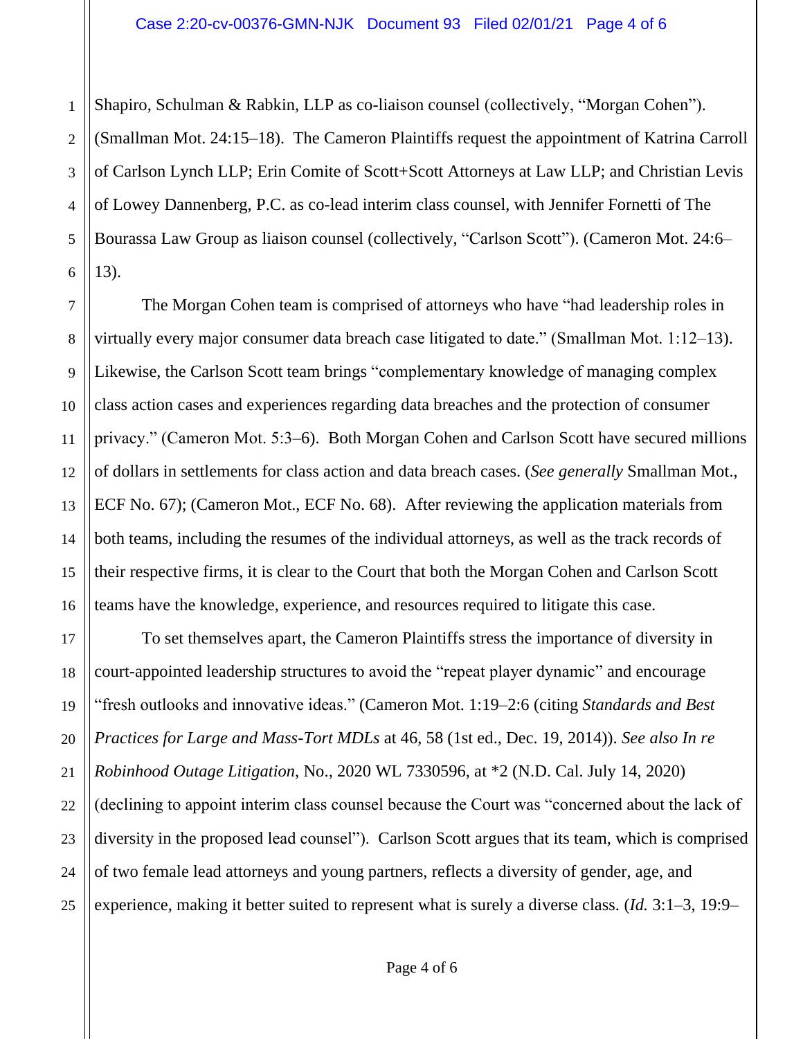Shapiro, Schulman & Rabkin, LLP as co-liaison counsel (collectively, "Morgan Cohen"). (Smallman Mot. 24:15–18). The Cameron Plaintiffs request the appointment of Katrina Carroll of Carlson Lynch LLP; Erin Comite of Scott+Scott Attorneys at Law LLP; and Christian Levis of Lowey Dannenberg, P.C. as co-lead interim class counsel, with Jennifer Fornetti of The Bourassa Law Group as liaison counsel (collectively, "Carlson Scott"). (Cameron Mot. 24:6–13).

The Morgan Cohen team is comprised of attorneys who have "had leadership roles in virtually every major consumer data breach case litigated to date." (Smallman Mot. 1:12–13). Likewise, the Carlson Scott team brings "complementary knowledge of managing complex class action cases and experiences regarding data breaches and the protection of consumer privacy." (Cameron Mot. 5:3–6). Both Morgan Cohen and Carlson Scott have secured millions of dollars in settlements for class action and data breach cases. (*See generally* Smallman Mot., ECF No. 67); (Cameron Mot., ECF No. 68). After reviewing the application materials from both teams, including the resumes of the individual attorneys, as well as the track records of their respective firms, it is clear to the Court that both the Morgan Cohen and Carlson Scott teams have the knowledge, experience, and resources required to litigate this case.

To set themselves apart, the Cameron Plaintiffs stress the importance of diversity in court-appointed leadership structures to avoid the "repeat player dynamic" and encourage "fresh outlooks and innovative ideas." (Cameron Mot. 1:19–2:6 (citing *Standards and Best Practices for Large and Mass-Tort MDLs* at 46, 58 (1st ed., Dec. 19, 2014)). *See also In re Robinhood Outage Litigation*, No., 2020 WL 7330596, at *2 (N.D. Cal. July 14, 2020) (declining to appoint interim class counsel because the Court was "concerned about the lack of diversity in the proposed lead counsel"). Carlson Scott argues that its team, which is comprised of two female lead attorneys and young partners, reflects a diversity of gender, age, and experience, making it better suited to represent what is surely a diverse class. (*Id.* 3:1–3, 19:9–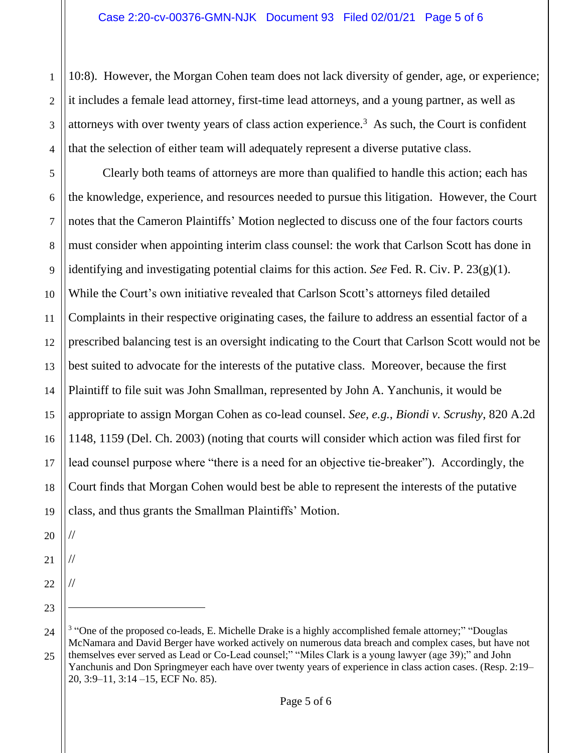10:8). However, the Morgan Cohen team does not lack diversity of gender, age, or experience; it includes a female lead attorney, first-time lead attorneys, and a young partner, as well as attorneys with over twenty years of class action experience.[3] As such, the Court is confident that the selection of either team will adequately represent a diverse putative class.

Clearly both teams of attorneys are more than qualified to handle this action; each has the knowledge, experience, and resources needed to pursue this litigation. However, the Court notes that the Cameron Plaintiffs' Motion neglected to discuss one of the four factors courts must consider when appointing interim class counsel: the work that Carlson Scott has done in identifying and investigating potential claims for this action. *See* Fed. R. Civ. P. 23(g)(1). While the Court's own initiative revealed that Carlson Scott's attorneys filed detailed Complaints in their respective originating cases, the failure to address an essential factor of a prescribed balancing test is an oversight indicating to the Court that Carlson Scott would not be best suited to advocate for the interests of the putative class. Moreover, because the first Plaintiff to file suit was John Smallman, represented by John A. Yanchunis, it would be appropriate to assign Morgan Cohen as co-lead counsel. *See, e.g.*, *Biondi v. Scrushy*, 820 A.2d 1148, 1159 (Del. Ch. 2003) (noting that courts will consider which action was filed first for lead counsel purpose where "there is a need for an objective tie-breaker"). Accordingly, the Court finds that Morgan Cohen would best be able to represent the interests of the putative class, and thus grants the Smallman Plaintiffs' Motion.

//

//

//

---

[3] "One of the proposed co-leads, E. Michelle Drake is a highly accomplished female attorney;" "Douglas McNamara and David Berger have worked actively on numerous data breach and complex cases, but have not themselves ever served as Lead or Co-Lead counsel;" "Miles Clark is a young lawyer (age 39);" and John Yanchunis and Don Springmeyer each have over twenty years of experience in class action cases. (Resp. 2:19–20, 3:9–11, 3:14 –15, ECF No. 85).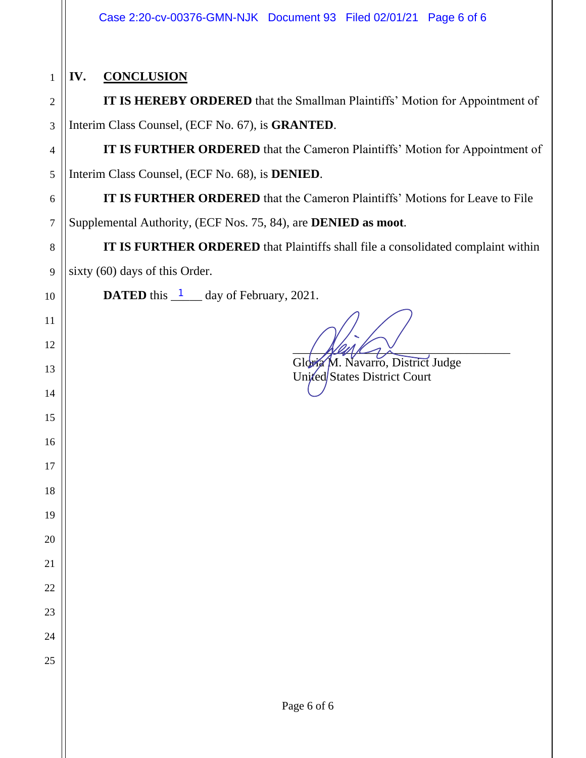## IV. CONCLUSION

**IT IS HEREBY ORDERED** that the Smallman Plaintiffs' Motion for Appointment of Interim Class Counsel, (ECF No. 67), is **GRANTED**.

**IT IS FURTHER ORDERED** that the Cameron Plaintiffs' Motion for Appointment of Interim Class Counsel, (ECF No. 68), is **DENIED**.

**IT IS FURTHER ORDERED** that the Cameron Plaintiffs' Motions for Leave to File Supplemental Authority, (ECF Nos. 75, 84), are **DENIED as moot**.

**IT IS FURTHER ORDERED** that Plaintiffs shall file a consolidated complaint within sixty (60) days of this Order.

**DATED** this 1 day of February, 2021.

Gloria M. Navarro, District Judge
United States District Court